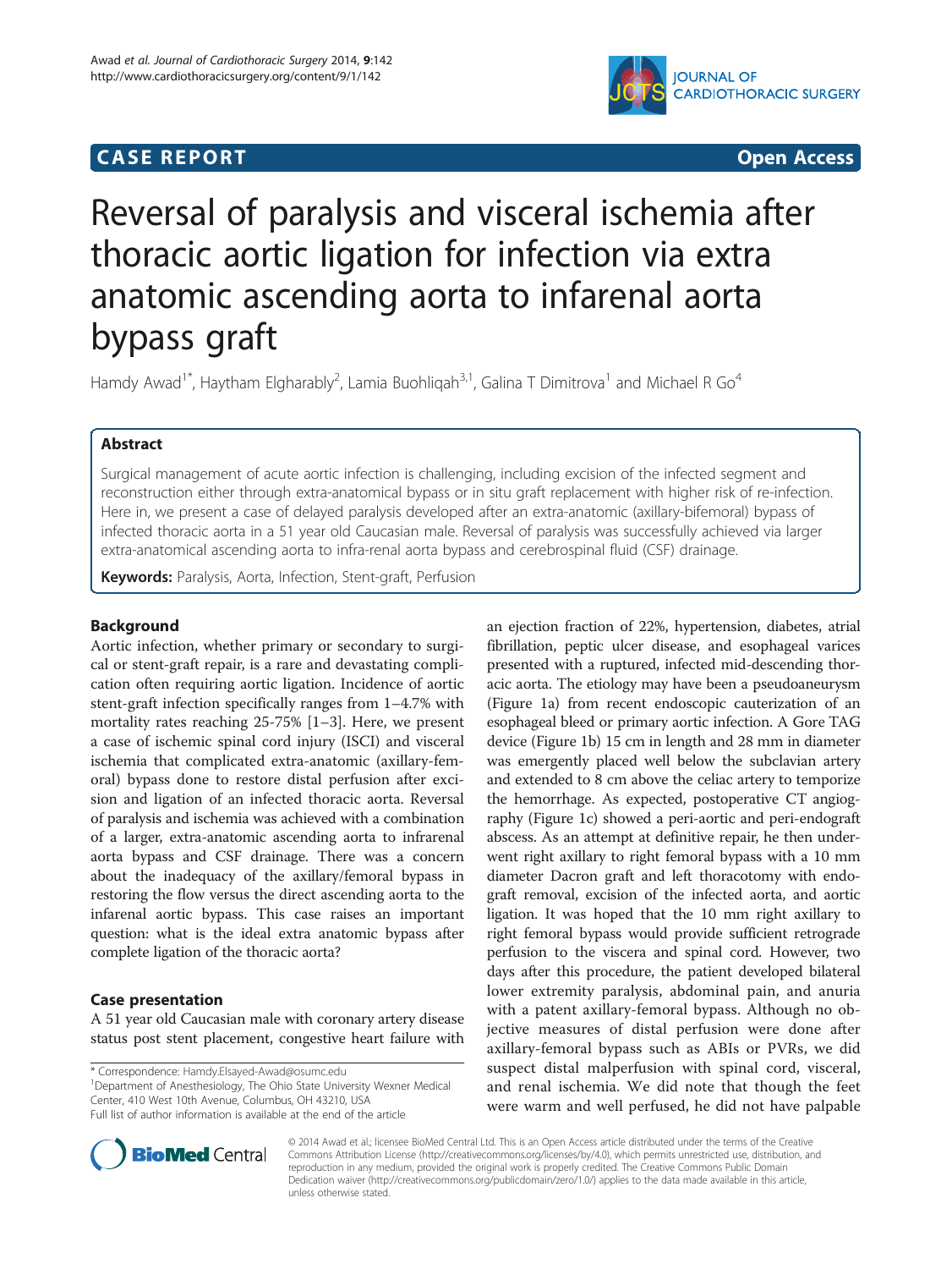# CASE REPORT **Open Access**

# Reversal of paralysis and visceral ischemia after thoracic aortic ligation for infection via extra anatomic ascending aorta to infarenal aorta bypass graft

Hamdy Awad[1*], Haytham Elgharably[2], Lamia Buohliqah[3,1], Galina T Dimitrova[1] and Michael R Go[4]

## Abstract

Surgical management of acute aortic infection is challenging, including excision of the infected segment and reconstruction either through extra-anatomical bypass or in situ graft replacement with higher risk of re-infection. Here in, we present a case of delayed paralysis developed after an extra-anatomic (axillary-bifemoral) bypass of infected thoracic aorta in a 51 year old Caucasian male. Reversal of paralysis was successfully achieved via larger extra-anatomical ascending aorta to infra-renal aorta bypass and cerebrospinal fluid (CSF) drainage.

**Keywords:** Paralysis, Aorta, Infection, Stent-graft, Perfusion

## Background

Aortic infection, whether primary or secondary to surgical or stent-graft repair, is a rare and devastating complication often requiring aortic ligation. Incidence of aortic stent-graft infection specifically ranges from 1–4.7% with mortality rates reaching 25-75% [1–3]. Here, we present a case of ischemic spinal cord injury (ISCI) and visceral ischemia that complicated extra-anatomic (axillary-femoral) bypass done to restore distal perfusion after excision and ligation of an infected thoracic aorta. Reversal of paralysis and ischemia was achieved with a combination of a larger, extra-anatomic ascending aorta to infrarenal aorta bypass and CSF drainage. There was a concern about the inadequacy of the axillary/femoral bypass in restoring the flow versus the direct ascending aorta to the infarenal aortic bypass. This case raises an important question: what is the ideal extra anatomic bypass after complete ligation of the thoracic aorta?

## Case presentation

A 51 year old Caucasian male with coronary artery disease status post stent placement, congestive heart failure with an ejection fraction of 22%, hypertension, diabetes, atrial fibrillation, peptic ulcer disease, and esophageal varices presented with a ruptured, infected mid-descending thoracic aorta. The etiology may have been a pseudoaneurysm (Figure 1a) from recent endoscopic cauterization of an esophageal bleed or primary aortic infection. A Gore TAG device (Figure 1b) 15 cm in length and 28 mm in diameter was emergently placed well below the subclavian artery and extended to 8 cm above the celiac artery to temporize the hemorrhage. As expected, postoperative CT angiography (Figure 1c) showed a peri-aortic and peri-endograft abscess. As an attempt at definitive repair, he then underwent right axillary to right femoral bypass with a 10 mm diameter Dacron graft and left thoracotomy with endograft removal, excision of the infected aorta, and aortic ligation. It was hoped that the 10 mm right axillary to right femoral bypass would provide sufficient retrograde perfusion to the viscera and spinal cord. However, two days after this procedure, the patient developed bilateral lower extremity paralysis, abdominal pain, and anuria with a patent axillary-femoral bypass. Although no objective measures of distal perfusion were done after axillary-femoral bypass such as ABIs or PVRs, we did suspect distal malperfusion with spinal cord, visceral, and renal ischemia. We did note that though the feet were warm and well perfused, he did not have palpable

\* Correspondence: Hamdy.Elsayed-Awad@osumc.edu
[1]Department of Anesthesiology, The Ohio State University Wexner Medical Center, 410 West 10th Avenue, Columbus, OH 43210, USA
Full list of author information is available at the end of the article

© 2014 Awad et al.; licensee BioMed Central Ltd. This is an Open Access article distributed under the terms of the Creative Commons Attribution License (http://creativecommons.org/licenses/by/4.0), which permits unrestricted use, distribution, and reproduction in any medium, provided the original work is properly credited. The Creative Commons Public Domain Dedication waiver (http://creativecommons.org/publicdomain/zero/1.0/) applies to the data made available in this article, unless otherwise stated.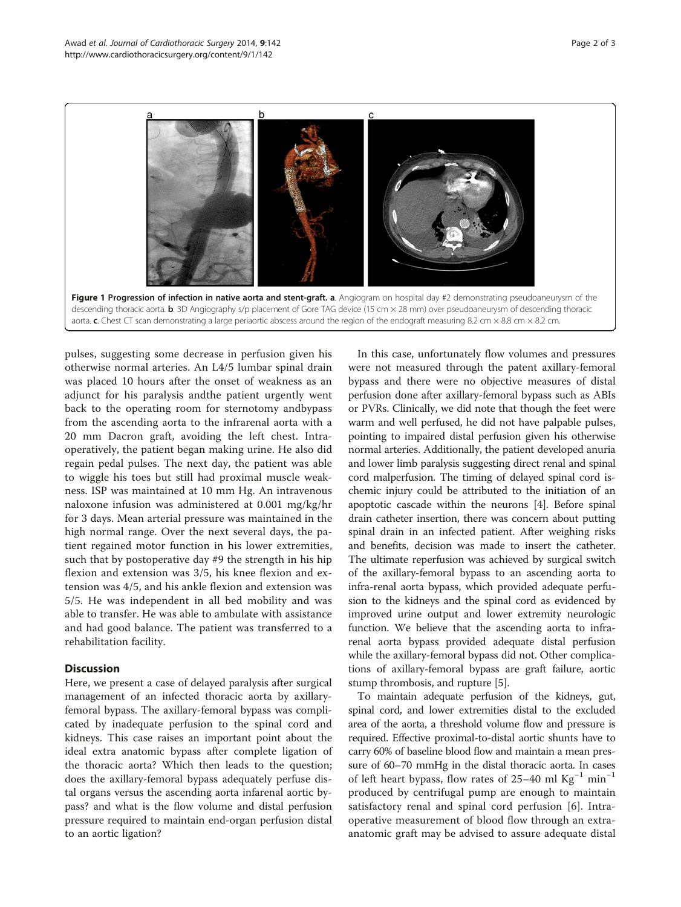**Figure 1 Progression of infection in native aorta and stent-graft. a**. Angiogram on hospital day #2 demonstrating pseudoaneurysm of the descending thoracic aorta. **b**. 3D Angiography s/p placement of Gore TAG device (15 cm × 28 mm) over pseudoaneurysm of descending thoracic aorta. **c**. Chest CT scan demonstrating a large periaortic abscess around the region of the endograft measuring 8.2 cm × 8.8 cm × 8.2 cm.

pulses, suggesting some decrease in perfusion given his otherwise normal arteries. An L4/5 lumbar spinal drain was placed 10 hours after the onset of weakness as an adjunct for his paralysis andthe patient urgently went back to the operating room for sternotomy andbypass from the ascending aorta to the infrarenal aorta with a 20 mm Dacron graft, avoiding the left chest. Intraoperatively, the patient began making urine. He also did regain pedal pulses. The next day, the patient was able to wiggle his toes but still had proximal muscle weakness. ISP was maintained at 10 mm Hg. An intravenous naloxone infusion was administered at 0.001 mg/kg/hr for 3 days. Mean arterial pressure was maintained in the high normal range. Over the next several days, the patient regained motor function in his lower extremities, such that by postoperative day #9 the strength in his hip flexion and extension was 3/5, his knee flexion and extension was 4/5, and his ankle flexion and extension was 5/5. He was independent in all bed mobility and was able to transfer. He was able to ambulate with assistance and had good balance. The patient was transferred to a rehabilitation facility.

## Discussion

Here, we present a case of delayed paralysis after surgical management of an infected thoracic aorta by axillary-femoral bypass. The axillary-femoral bypass was complicated by inadequate perfusion to the spinal cord and kidneys. This case raises an important point about the ideal extra anatomic bypass after complete ligation of the thoracic aorta? Which then leads to the question; does the axillary-femoral bypass adequately perfuse distal organs versus the ascending aorta infarenal aortic bypass? and what is the flow volume and distal perfusion pressure required to maintain end-organ perfusion distal to an aortic ligation?

In this case, unfortunately flow volumes and pressures were not measured through the patent axillary-femoral bypass and there were no objective measures of distal perfusion done after axillary-femoral bypass such as ABIs or PVRs. Clinically, we did note that though the feet were warm and well perfused, he did not have palpable pulses, pointing to impaired distal perfusion given his otherwise normal arteries. Additionally, the patient developed anuria and lower limb paralysis suggesting direct renal and spinal cord malperfusion. The timing of delayed spinal cord ischemic injury could be attributed to the initiation of an apoptotic cascade within the neurons [4]. Before spinal drain catheter insertion, there was concern about putting spinal drain in an infected patient. After weighing risks and benefits, decision was made to insert the catheter. The ultimate reperfusion was achieved by surgical switch of the axillary-femoral bypass to an ascending aorta to infra-renal aorta bypass, which provided adequate perfusion to the kidneys and the spinal cord as evidenced by improved urine output and lower extremity neurologic function. We believe that the ascending aorta to infrarenal aorta bypass provided adequate distal perfusion while the axillary-femoral bypass did not. Other complications of axillary-femoral bypass are graft failure, aortic stump thrombosis, and rupture [5].

To maintain adequate perfusion of the kidneys, gut, spinal cord, and lower extremities distal to the excluded area of the aorta, a threshold volume flow and pressure is required. Effective proximal-to-distal aortic shunts have to carry 60% of baseline blood flow and maintain a mean pressure of 60–70 mmHg in the distal thoracic aorta. In cases of left heart bypass, flow rates of 25–40 ml $Kg^{-1}$ $min^{-1}$ produced by centrifugal pump are enough to maintain satisfactory renal and spinal cord perfusion [6]. Intraoperative measurement of blood flow through an extra-anatomic graft may be advised to assure adequate distal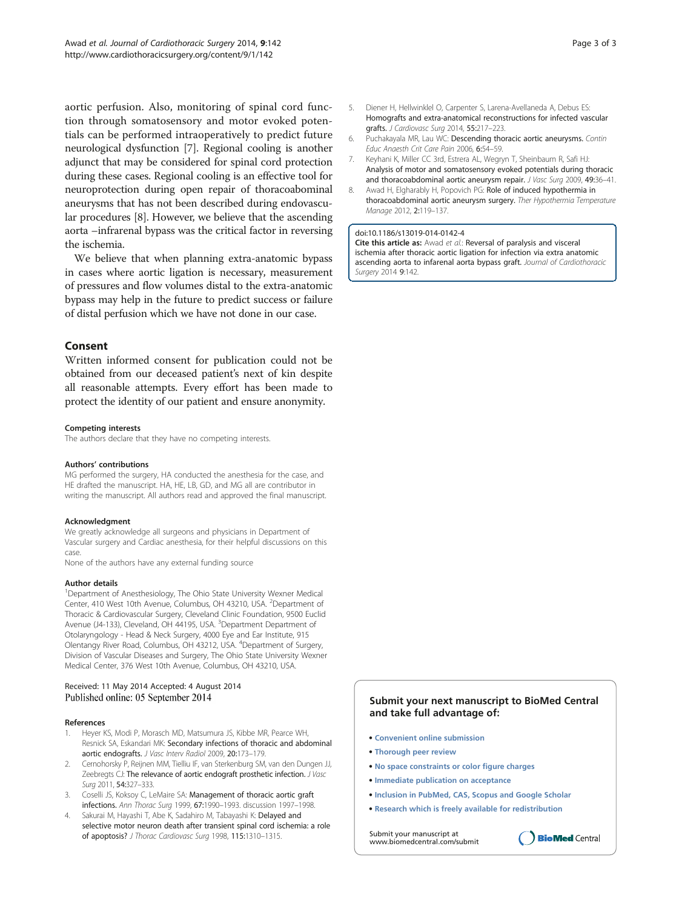aortic perfusion. Also, monitoring of spinal cord function through somatosensory and motor evoked potentials can be performed intraoperatively to predict future neurological dysfunction [7]. Regional cooling is another adjunct that may be considered for spinal cord protection during these cases. Regional cooling is an effective tool for neuroprotection during open repair of thoracoabominal aneurysms that has not been described during endovascular procedures [8]. However, we believe that the ascending aorta –infrarenal bypass was the critical factor in reversing the ischemia.

We believe that when planning extra-anatomic bypass in cases where aortic ligation is necessary, measurement of pressures and flow volumes distal to the extra-anatomic bypass may help in the future to predict success or failure of distal perfusion which we have not done in our case.

## Consent

Written informed consent for publication could not be obtained from our deceased patient's next of kin despite all reasonable attempts. Every effort has been made to protect the identity of our patient and ensure anonymity.

#### Competing interests

The authors declare that they have no competing interests.

#### Authors' contributions

MG performed the surgery, HA conducted the anesthesia for the case, and HE drafted the manuscript. HA, HE, LB, GD, and MG all are contributor in writing the manuscript. All authors read and approved the final manuscript.

#### Acknowledgment

We greatly acknowledge all surgeons and physicians in Department of Vascular surgery and Cardiac anesthesia, for their helpful discussions on this case.

None of the authors have any external funding source

#### Author details

[1]Department of Anesthesiology, The Ohio State University Wexner Medical Center, 410 West 10th Avenue, Columbus, OH 43210, USA. [2]Department of Thoracic & Cardiovascular Surgery, Cleveland Clinic Foundation, 9500 Euclid Avenue (J4-133), Cleveland, OH 44195, USA. [3]Department Department of Otolaryngology - Head & Neck Surgery, 4000 Eye and Ear Institute, 915 Olentangy River Road, Columbus, OH 43212, USA. [4]Department of Surgery, Division of Vascular Diseases and Surgery, The Ohio State University Wexner Medical Center, 376 West 10th Avenue, Columbus, OH 43210, USA.

Received: 11 May 2014 Accepted: 4 August 2014
Published online: 05 September 2014

#### References

1. Heyer KS, Modi P, Morasch MD, Matsumura JS, Kibbe MR, Pearce WH, Resnick SA, Eskandari MK: **Secondary infections of thoracic and abdominal aortic endografts.** *J Vasc Interv Radiol* 2009, **20:**173–179.
2. Cernohorsky P, Reijnen MM, Tielliu IF, van Sterkenburg SM, van den Dungen JJ, Zeebregts CJ: **The relevance of aortic endograft prosthetic infection.** *J Vasc Surg* 2011, **54:**327–333.
3. Coselli JS, Koksoy C, LeMaire SA: **Management of thoracic aortic graft infections.** *Ann Thorac Surg* 1999, **67:**1990–1993. discussion 1997–1998.
4. Sakurai M, Hayashi T, Abe K, Sadahiro M, Tabayashi K: **Delayed and selective motor neuron death after transient spinal cord ischemia: a role of apoptosis?** *J Thorac Cardiovasc Surg* 1998, **115:**1310–1315.
5. Diener H, Hellwinklel O, Carpenter S, Larena-Avellaneda A, Debus ES: **Homografts and extra-anatomical reconstructions for infected vascular grafts.** *J Cardiovasc Surg* 2014, **55:**217–223.
6. Puchakayala MR, Lau WC: **Descending thoracic aortic aneurysms.** *Contin Educ Anaesth Crit Care Pain* 2006, **6:**54–59.
7. Keyhani K, Miller CC 3rd, Estrera AL, Wegryn T, Sheinbaum R, Safi HJ: **Analysis of motor and somatosensory evoked potentials during thoracic and thoracoabdominal aortic aneurysm repair.** *J Vasc Surg* 2009, **49:**36–41.
8. Awad H, Elgharably H, Popovich PG: **Role of induced hypothermia in thoracoabdominal aortic aneurysm surgery.** *Ther Hypothermia Temperature Manage* 2012, **2:**119–137.

doi:10.1186/s13019-014-0142-4
**Cite this article as:** Awad *et al.*: Reversal of paralysis and visceral ischemia after thoracic aortic ligation for infection via extra anatomic ascending aorta to infarenal aorta bypass graft. *Journal of Cardiothoracic Surgery* 2014 **9**:142.

**Submit your next manuscript to BioMed Central and take full advantage of:**

- **Convenient online submission**
- **Thorough peer review**
- **No space constraints or color figure charges**
- **Immediate publication on acceptance**
- **Inclusion in PubMed, CAS, Scopus and Google Scholar**
- **Research which is freely available for redistribution**

Submit your manuscript at
www.biomedcentral.com/submit